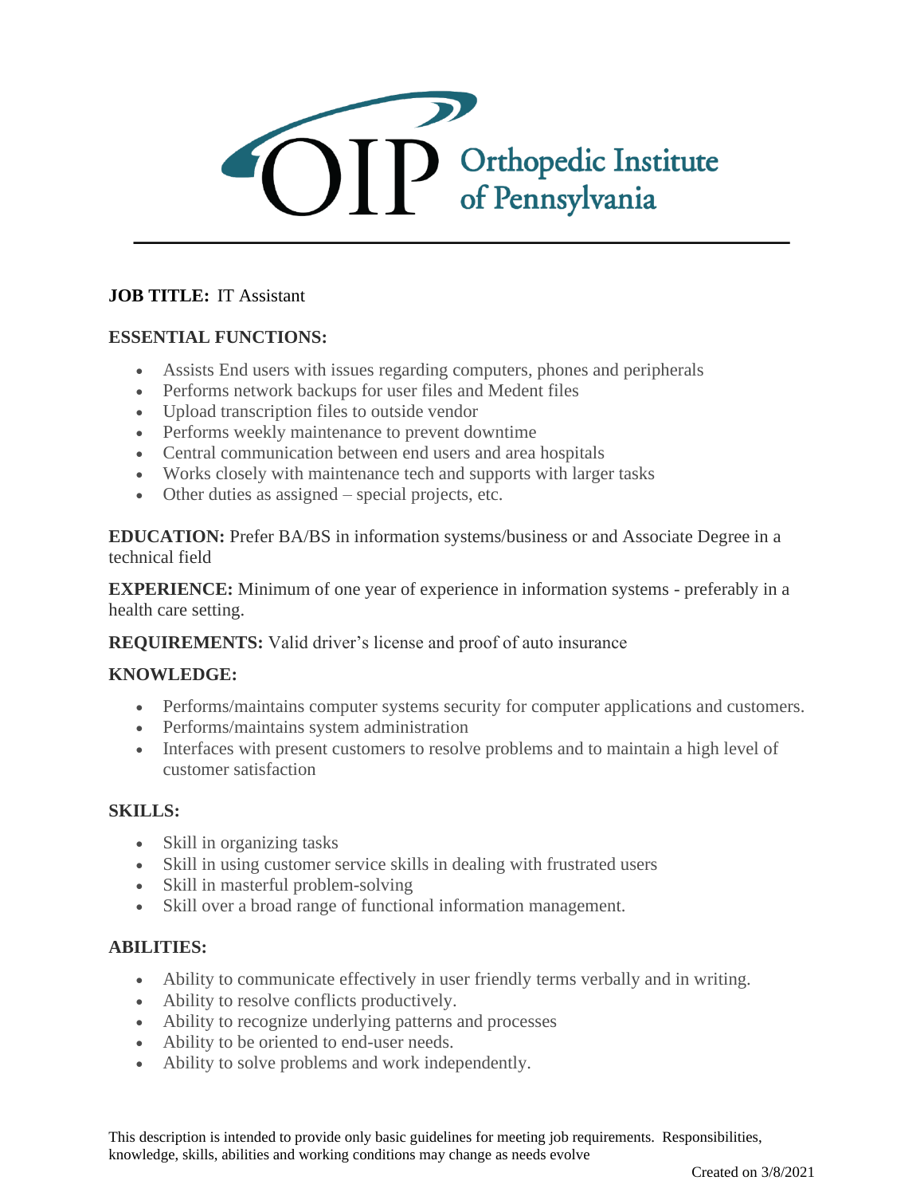# OIP Orthopedic Institute of Pennsylvania

---

**JOB TITLE:** IT Assistant

**ESSENTIAL FUNCTIONS:**

- Assists End users with issues regarding computers, phones and peripherals
- Performs network backups for user files and Medent files
- Upload transcription files to outside vendor
- Performs weekly maintenance to prevent downtime
- Central communication between end users and area hospitals
- Works closely with maintenance tech and supports with larger tasks
- Other duties as assigned – special projects, etc.

**EDUCATION:** Prefer BA/BS in information systems/business or and Associate Degree in a technical field

**EXPERIENCE:** Minimum of one year of experience in information systems - preferably in a health care setting.

**REQUIREMENTS:** Valid driver's license and proof of auto insurance

**KNOWLEDGE:**

- Performs/maintains computer systems security for computer applications and customers.
- Performs/maintains system administration
- Interfaces with present customers to resolve problems and to maintain a high level of customer satisfaction

**SKILLS:**

- Skill in organizing tasks
- Skill in using customer service skills in dealing with frustrated users
- Skill in masterful problem-solving
- Skill over a broad range of functional information management.

**ABILITIES:**

- Ability to communicate effectively in user friendly terms verbally and in writing.
- Ability to resolve conflicts productively.
- Ability to recognize underlying patterns and processes
- Ability to be oriented to end-user needs.
- Ability to solve problems and work independently.

This description is intended to provide only basic guidelines for meeting job requirements. Responsibilities, knowledge, skills, abilities and working conditions may change as needs evolve

Created on 3/8/2021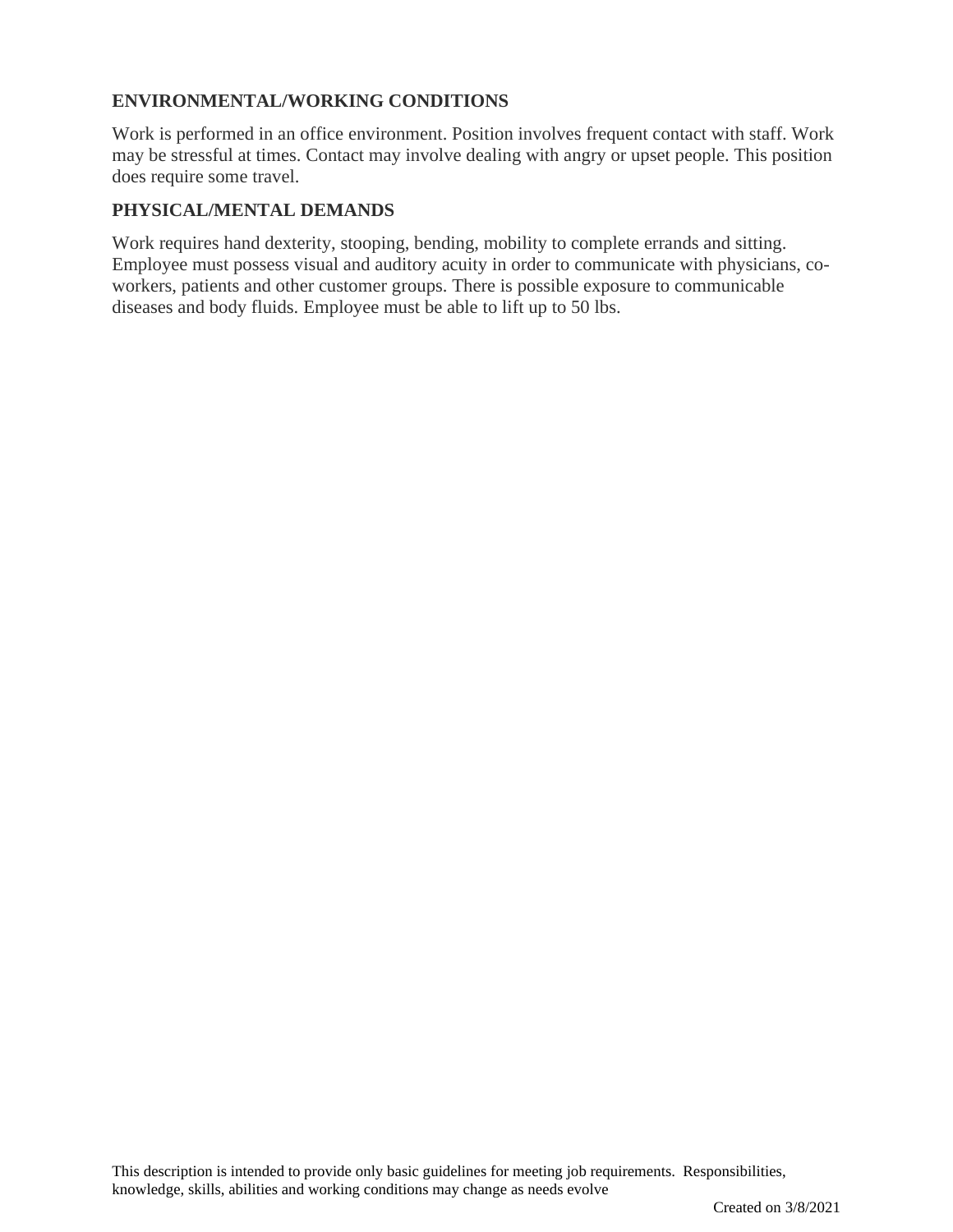## ENVIRONMENTAL/WORKING CONDITIONS

Work is performed in an office environment. Position involves frequent contact with staff. Work may be stressful at times. Contact may involve dealing with angry or upset people. This position does require some travel.

## PHYSICAL/MENTAL DEMANDS

Work requires hand dexterity, stooping, bending, mobility to complete errands and sitting. Employee must possess visual and auditory acuity in order to communicate with physicians, co-workers, patients and other customer groups. There is possible exposure to communicable diseases and body fluids. Employee must be able to lift up to 50 lbs.

This description is intended to provide only basic guidelines for meeting job requirements. Responsibilities, knowledge, skills, abilities and working conditions may change as needs evolve

Created on 3/8/2021